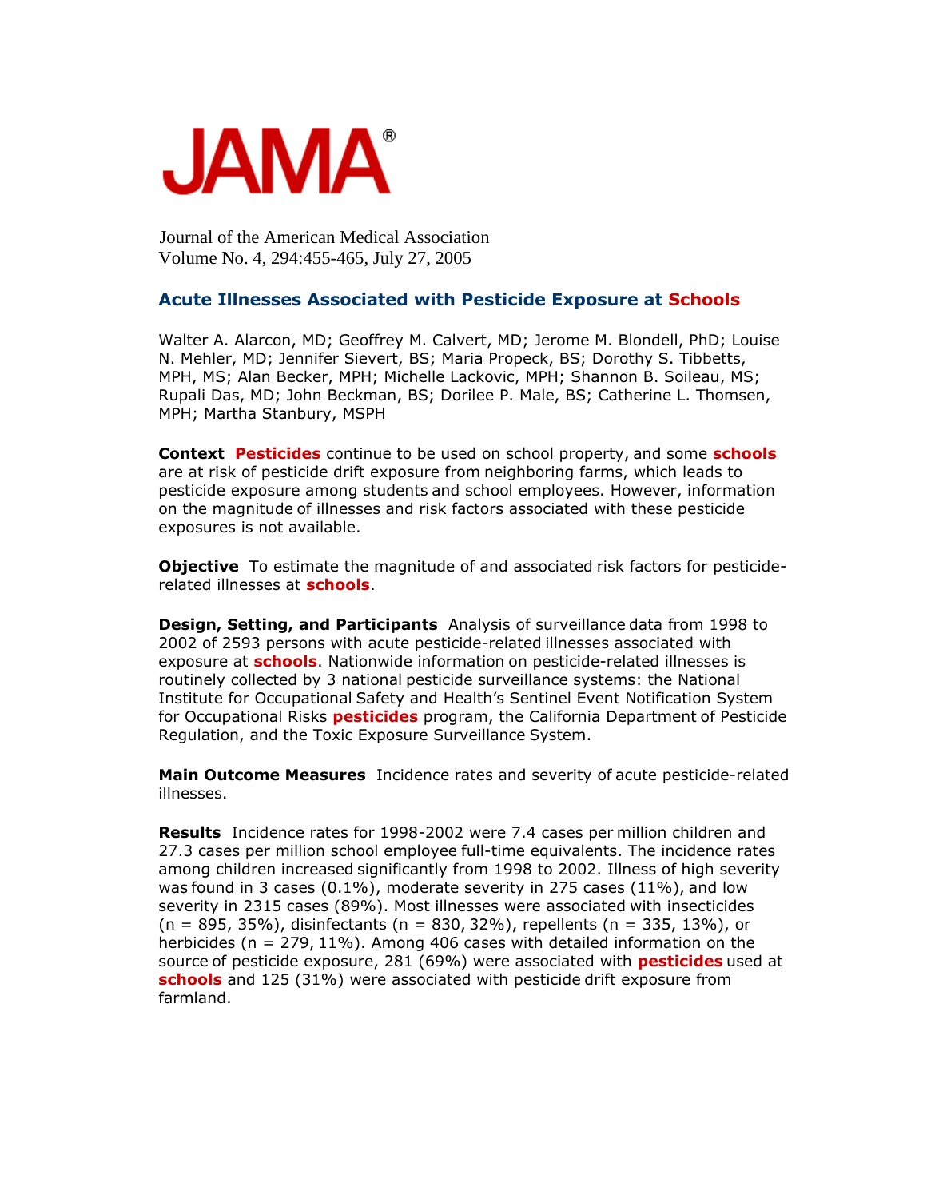# JAMA®

Journal of the American Medical Association
Volume No. 4, 294:455-465, July 27, 2005

## Acute Illnesses Associated with Pesticide Exposure at Schools

Walter A. Alarcon, MD; Geoffrey M. Calvert, MD; Jerome M. Blondell, PhD; Louise N. Mehler, MD; Jennifer Sievert, BS; Maria Propeck, BS; Dorothy S. Tibbetts, MPH, MS; Alan Becker, MPH; Michelle Lackovic, MPH; Shannon B. Soileau, MS; Rupali Das, MD; John Beckman, BS; Dorilee P. Male, BS; Catherine L. Thomsen, MPH; Martha Stanbury, MSPH

**Context** **Pesticides** continue to be used on school property, and some **schools** are at risk of pesticide drift exposure from neighboring farms, which leads to pesticide exposure among students and school employees. However, information on the magnitude of illnesses and risk factors associated with these pesticide exposures is not available.

**Objective** To estimate the magnitude of and associated risk factors for pesticide-related illnesses at **schools**.

**Design, Setting, and Participants** Analysis of surveillance data from 1998 to 2002 of 2593 persons with acute pesticide-related illnesses associated with exposure at **schools**. Nationwide information on pesticide-related illnesses is routinely collected by 3 national pesticide surveillance systems: the National Institute for Occupational Safety and Health's Sentinel Event Notification System for Occupational Risks **pesticides** program, the California Department of Pesticide Regulation, and the Toxic Exposure Surveillance System.

**Main Outcome Measures** Incidence rates and severity of acute pesticide-related illnesses.

**Results** Incidence rates for 1998-2002 were 7.4 cases per million children and 27.3 cases per million school employee full-time equivalents. The incidence rates among children increased significantly from 1998 to 2002. Illness of high severity was found in 3 cases (0.1%), moderate severity in 275 cases (11%), and low severity in 2315 cases (89%). Most illnesses were associated with insecticides (n = 895, 35%), disinfectants (n = 830, 32%), repellents (n = 335, 13%), or herbicides (n = 279, 11%). Among 406 cases with detailed information on the source of pesticide exposure, 281 (69%) were associated with **pesticides** used at **schools** and 125 (31%) were associated with pesticide drift exposure from farmland.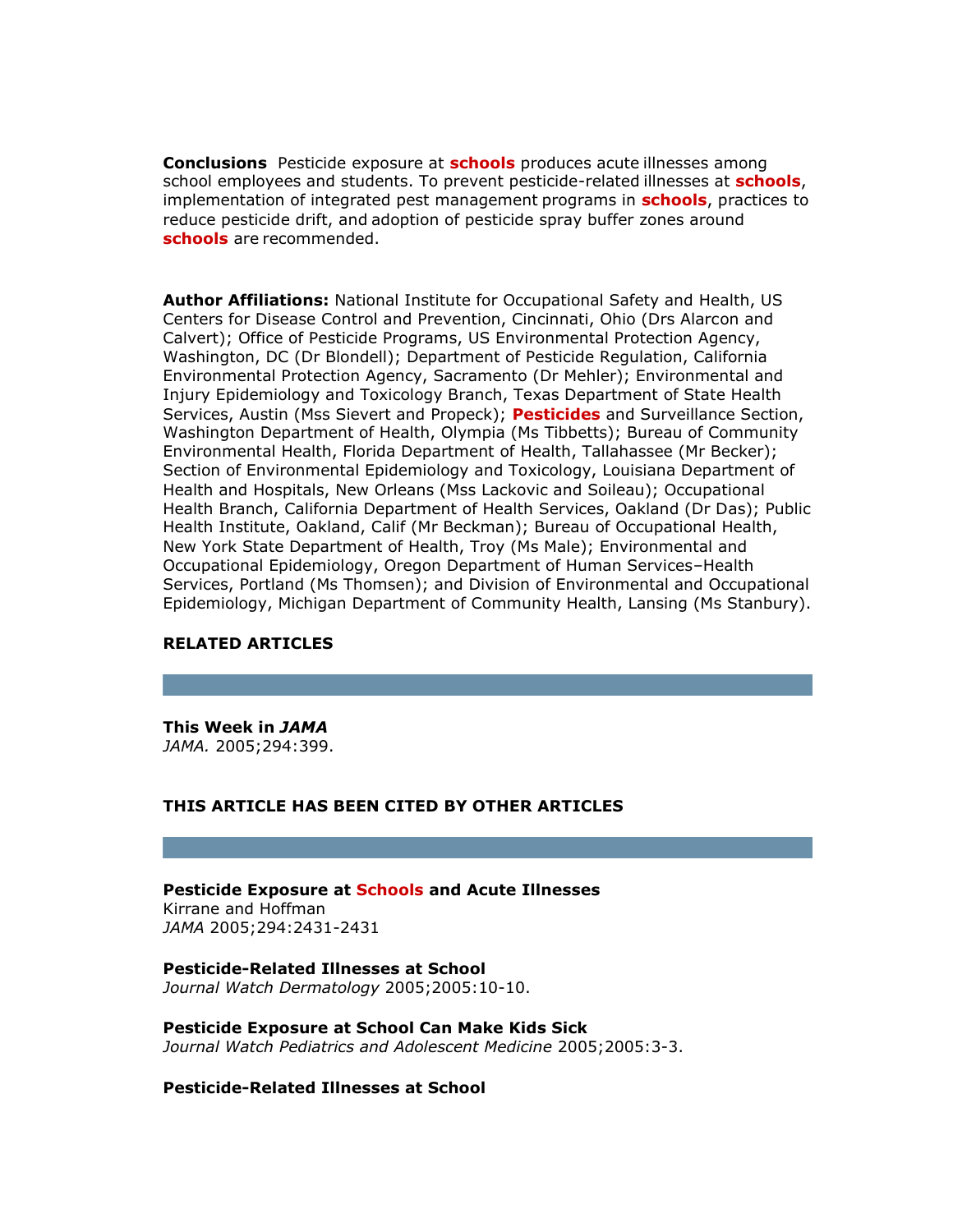**Conclusions** Pesticide exposure at **schools** produces acute illnesses among school employees and students. To prevent pesticide-related illnesses at **schools**, implementation of integrated pest management programs in **schools**, practices to reduce pesticide drift, and adoption of pesticide spray buffer zones around **schools** are recommended.

**Author Affiliations:** National Institute for Occupational Safety and Health, US Centers for Disease Control and Prevention, Cincinnati, Ohio (Drs Alarcon and Calvert); Office of Pesticide Programs, US Environmental Protection Agency, Washington, DC (Dr Blondell); Department of Pesticide Regulation, California Environmental Protection Agency, Sacramento (Dr Mehler); Environmental and Injury Epidemiology and Toxicology Branch, Texas Department of State Health Services, Austin (Mss Sievert and Propeck); **Pesticides** and Surveillance Section, Washington Department of Health, Olympia (Ms Tibbetts); Bureau of Community Environmental Health, Florida Department of Health, Tallahassee (Mr Becker); Section of Environmental Epidemiology and Toxicology, Louisiana Department of Health and Hospitals, New Orleans (Mss Lackovic and Soileau); Occupational Health Branch, California Department of Health Services, Oakland (Dr Das); Public Health Institute, Oakland, Calif (Mr Beckman); Bureau of Occupational Health, New York State Department of Health, Troy (Ms Male); Environmental and Occupational Epidemiology, Oregon Department of Human Services–Health Services, Portland (Ms Thomsen); and Division of Environmental and Occupational Epidemiology, Michigan Department of Community Health, Lansing (Ms Stanbury).

## RELATED ARTICLES

**This Week in *JAMA***
*JAMA.* 2005;294:399.

## THIS ARTICLE HAS BEEN CITED BY OTHER ARTICLES

**Pesticide Exposure at Schools and Acute Illnesses**
Kirrane and Hoffman
*JAMA* 2005;294:2431-2431

**Pesticide-Related Illnesses at School**
*Journal Watch Dermatology* 2005;2005:10-10.

**Pesticide Exposure at School Can Make Kids Sick**
*Journal Watch Pediatrics and Adolescent Medicine* 2005;2005:3-3.

**Pesticide-Related Illnesses at School**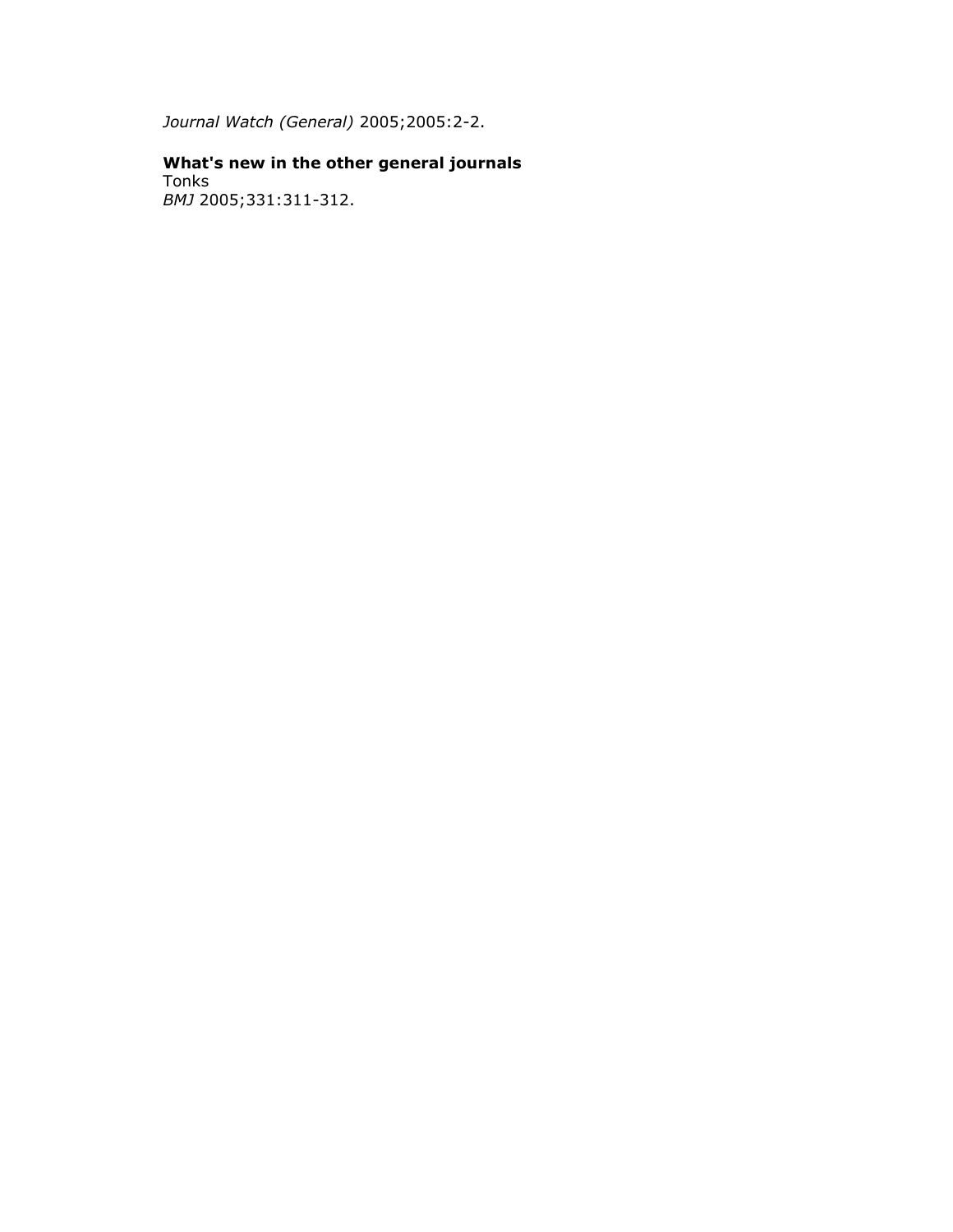*Journal Watch (General)* 2005;2005:2-2.

**What's new in the other general journals**
Tonks
*BMJ* 2005;331:311-312.